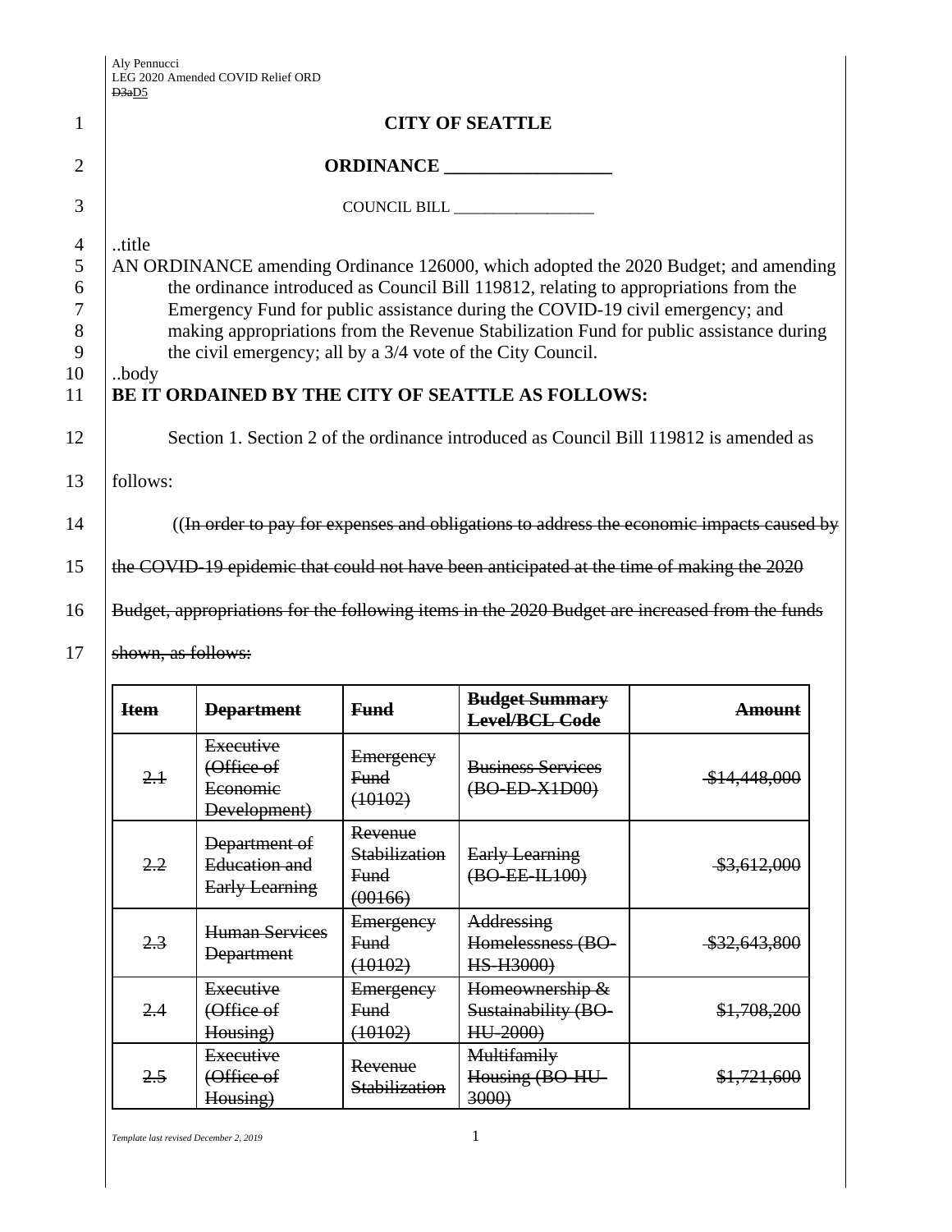Aly Pennucci
LEG 2020 Amended COVID Relief ORD
~~D3a~~D5

# CITY OF SEATTLE

## ORDINANCE __________________

COUNCIL BILL __________________

..title

AN ORDINANCE amending Ordinance 126000, which adopted the 2020 Budget; and amending the ordinance introduced as Council Bill 119812, relating to appropriations from the Emergency Fund for public assistance during the COVID-19 civil emergency; and making appropriations from the Revenue Stabilization Fund for public assistance during the civil emergency; all by a 3/4 vote of the City Council.

..body

**BE IT ORDAINED BY THE CITY OF SEATTLE AS FOLLOWS:**

Section 1. Section 2 of the ordinance introduced as Council Bill 119812 is amended as follows:

((~~In order to pay for expenses and obligations to address the economic impacts caused by the COVID-19 epidemic that could not have been anticipated at the time of making the 2020 Budget, appropriations for the following items in the 2020 Budget are increased from the funds shown, as follows:~~

| ~~**Item**~~ | ~~**Department**~~ | ~~**Fund**~~ | ~~**Budget Summary Level/BCL Code**~~ | ~~**Amount**~~ |
|---|---|---|---|---|
| ~~2.1~~ | ~~Executive (Office of Economic Development)~~ | ~~Emergency Fund (10102)~~ | ~~Business Services (BO-ED-X1D00)~~ | ~~$14,448,000~~ |
| ~~2.2~~ | ~~Department of Education and Early Learning~~ | ~~Revenue Stabilization Fund (00166)~~ | ~~Early Learning (BO-EE-IL100)~~ | ~~$3,612,000~~ |
| ~~2.3~~ | ~~Human Services Department~~ | ~~Emergency Fund (10102)~~ | ~~Addressing Homelessness (BO-HS-H3000)~~ | ~~$32,643,800~~ |
| ~~2.4~~ | ~~Executive (Office of Housing)~~ | ~~Emergency Fund (10102)~~ | ~~Homeownership & Sustainability (BO-HU-2000)~~ | ~~$1,708,200~~ |
| ~~2.5~~ | ~~Executive (Office of Housing)~~ | ~~Revenue Stabilization~~ | ~~Multifamily Housing (BO-HU-3000)~~ | ~~$1,721,600~~ |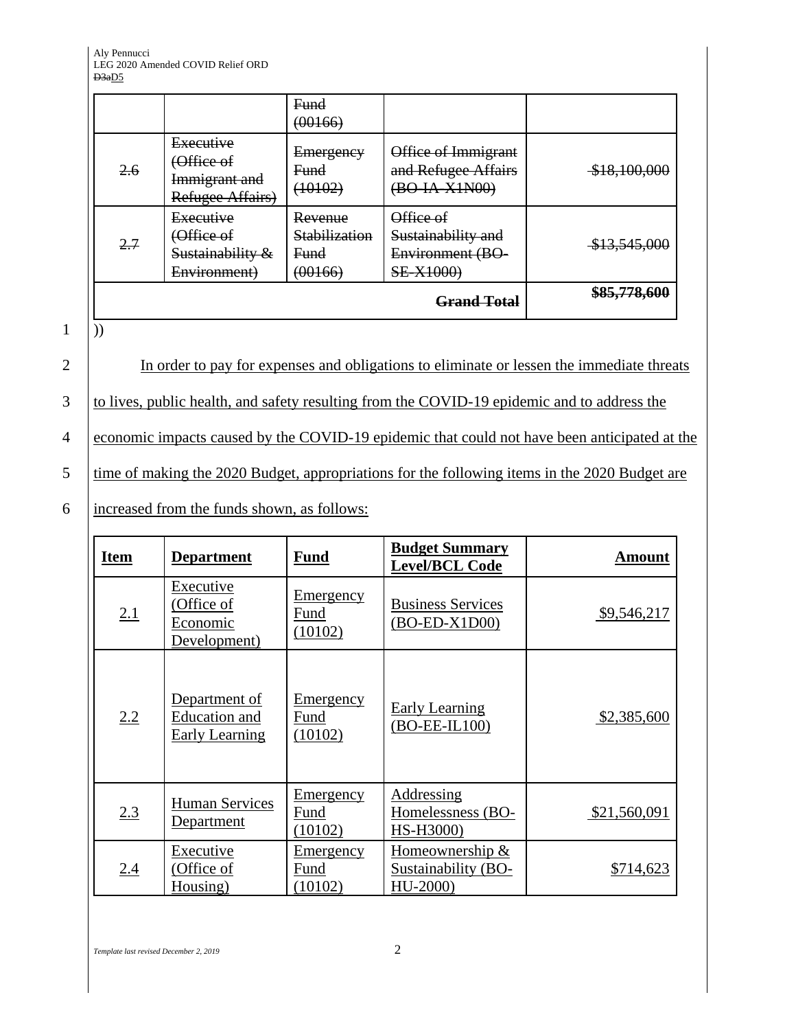| | | ~~Fund (00166)~~ | | |
|---|---|---|---|---|
| ~~2.6~~ | ~~Executive (Office of Immigrant and Refugee Affairs)~~ | ~~Emergency Fund (10102)~~ | ~~Office of Immigrant and Refugee Affairs (BO-IA-X1N00)~~ | ~~$18,100,000~~ |
| ~~2.7~~ | ~~Executive (Office of Sustainability & Environment)~~ | ~~Revenue Stabilization Fund (00166)~~ | ~~Office of Sustainability and Environment (BO-SE-X1000)~~ | ~~$13,545,000~~ |
| | | | ~~**Grand Total**~~ | ~~**$85,778,600**~~ |

))

In order to pay for expenses and obligations to eliminate or lessen the immediate threats to lives, public health, and safety resulting from the COVID-19 epidemic and to address the economic impacts caused by the COVID-19 epidemic that could not have been anticipated at the time of making the 2020 Budget, appropriations for the following items in the 2020 Budget are increased from the funds shown, as follows:

| **Item** | **Department** | **Fund** | **Budget Summary Level/BCL Code** | **Amount** |
|---|---|---|---|---|
| 2.1 | Executive (Office of Economic Development) | Emergency Fund (10102) | Business Services (BO-ED-X1D00) | $9,546,217 |
| 2.2 | Department of Education and Early Learning | Emergency Fund (10102) | Early Learning (BO-EE-IL100) | $2,385,600 |
| 2.3 | Human Services Department | Emergency Fund (10102) | Addressing Homelessness (BO-HS-H3000) | $21,560,091 |
| 2.4 | Executive (Office of Housing) | Emergency Fund (10102) | Homeownership & Sustainability (BO-HU-2000) | $714,623 |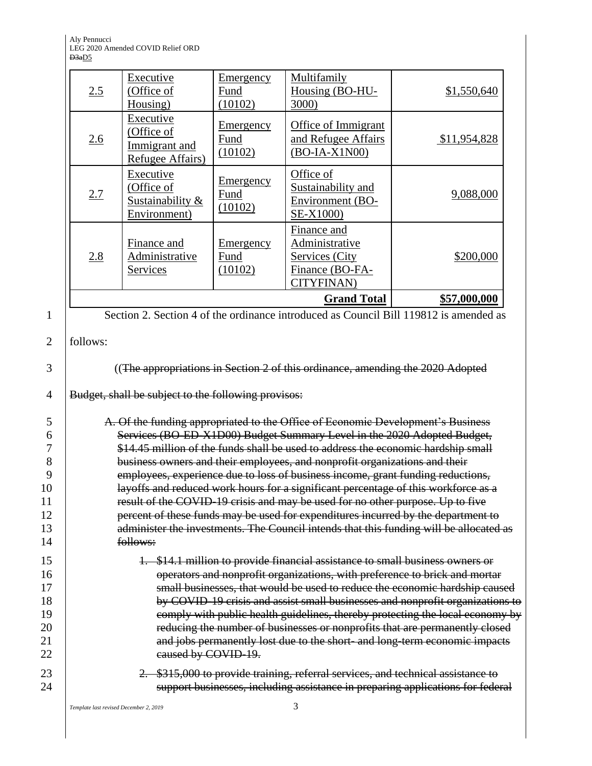| 2.5 | Executive (Office of Housing) | Emergency Fund (10102) | Multifamily Housing (BO-HU-3000) | $1,550,640 |
|---|---|---|---|---|
| 2.6 | Executive (Office of Immigrant and Refugee Affairs) | Emergency Fund (10102) | Office of Immigrant and Refugee Affairs (BO-IA-X1N00) | $11,954,828 |
| 2.7 | Executive (Office of Sustainability & Environment) | Emergency Fund (10102) | Office of Sustainability and Environment (BO-SE-X1000) | 9,088,000 |
| 2.8 | Finance and Administrative Services | Emergency Fund (10102) | Finance and Administrative Services (City Finance (BO-FA-CITYFINAN) | $200,000 |
| | | | **Grand Total** | **$57,000,000** |

Section 2. Section 4 of the ordinance introduced as Council Bill 119812 is amended as follows:

((~~The appropriations in Section 2 of this ordinance, amending the 2020 Adopted Budget, shall be subject to the following provisos:~~

~~A. Of the funding appropriated to the Office of Economic Development's Business Services (BO-ED-X1D00) Budget Summary Level in the 2020 Adopted Budget, $14.45 million of the funds shall be used to address the economic hardship small business owners and their employees, and nonprofit organizations and their employees, experience due to loss of business income, grant funding reductions, layoffs and reduced work hours for a significant percentage of this workforce as a result of the COVID-19 crisis and may be used for no other purpose. Up to five percent of these funds may be used for expenditures incurred by the department to administer the investments. The Council intends that this funding will be allocated as follows:~~

~~1. $14.1 million to provide financial assistance to small business owners or operators and nonprofit organizations, with preference to brick and mortar small businesses, that would be used to reduce the economic hardship caused by COVID-19 crisis and assist small businesses and nonprofit organizations to comply with public health guidelines, thereby protecting the local economy by reducing the number of businesses or nonprofits that are permanently closed and jobs permanently lost due to the short- and long-term economic impacts caused by COVID-19.~~

~~2. $315,000 to provide training, referral services, and technical assistance to support businesses, including assistance in preparing applications for federal~~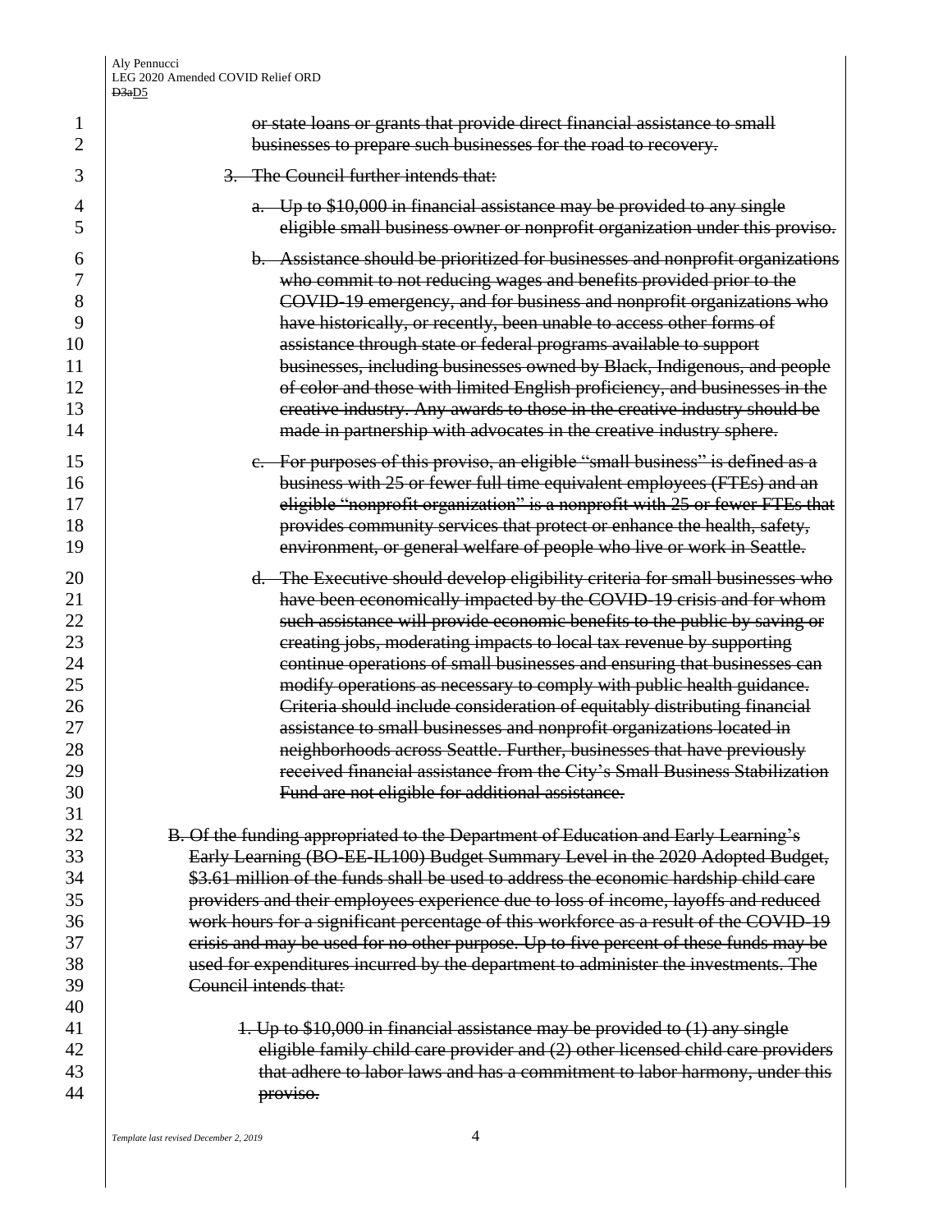~~or state loans or grants that provide direct financial assistance to small businesses to prepare such businesses for the road to recovery.~~

~~3. The Council further intends that:~~

~~a. Up to $10,000 in financial assistance may be provided to any single eligible small business owner or nonprofit organization under this proviso.~~

~~b. Assistance should be prioritized for businesses and nonprofit organizations who commit to not reducing wages and benefits provided prior to the COVID-19 emergency, and for business and nonprofit organizations who have historically, or recently, been unable to access other forms of assistance through state or federal programs available to support businesses, including businesses owned by Black, Indigenous, and people of color and those with limited English proficiency, and businesses in the creative industry. Any awards to those in the creative industry should be made in partnership with advocates in the creative industry sphere.~~

~~c. For purposes of this proviso, an eligible "small business" is defined as a business with 25 or fewer full time equivalent employees (FTEs) and an eligible "nonprofit organization" is a nonprofit with 25 or fewer FTEs that provides community services that protect or enhance the health, safety, environment, or general welfare of people who live or work in Seattle.~~

~~d. The Executive should develop eligibility criteria for small businesses who have been economically impacted by the COVID-19 crisis and for whom such assistance will provide economic benefits to the public by saving or creating jobs, moderating impacts to local tax revenue by supporting continue operations of small businesses and ensuring that businesses can modify operations as necessary to comply with public health guidance. Criteria should include consideration of equitably distributing financial assistance to small businesses and nonprofit organizations located in neighborhoods across Seattle. Further, businesses that have previously received financial assistance from the City's Small Business Stabilization Fund are not eligible for additional assistance.~~

~~B. Of the funding appropriated to the Department of Education and Early Learning's Early Learning (BO-EE-IL100) Budget Summary Level in the 2020 Adopted Budget, $3.61 million of the funds shall be used to address the economic hardship child care providers and their employees experience due to loss of income, layoffs and reduced work hours for a significant percentage of this workforce as a result of the COVID-19 crisis and may be used for no other purpose. Up to five percent of these funds may be used for expenditures incurred by the department to administer the investments. The Council intends that:~~

~~1. Up to $10,000 in financial assistance may be provided to (1) any single eligible family child care provider and (2) other licensed child care providers that adhere to labor laws and has a commitment to labor harmony, under this proviso.~~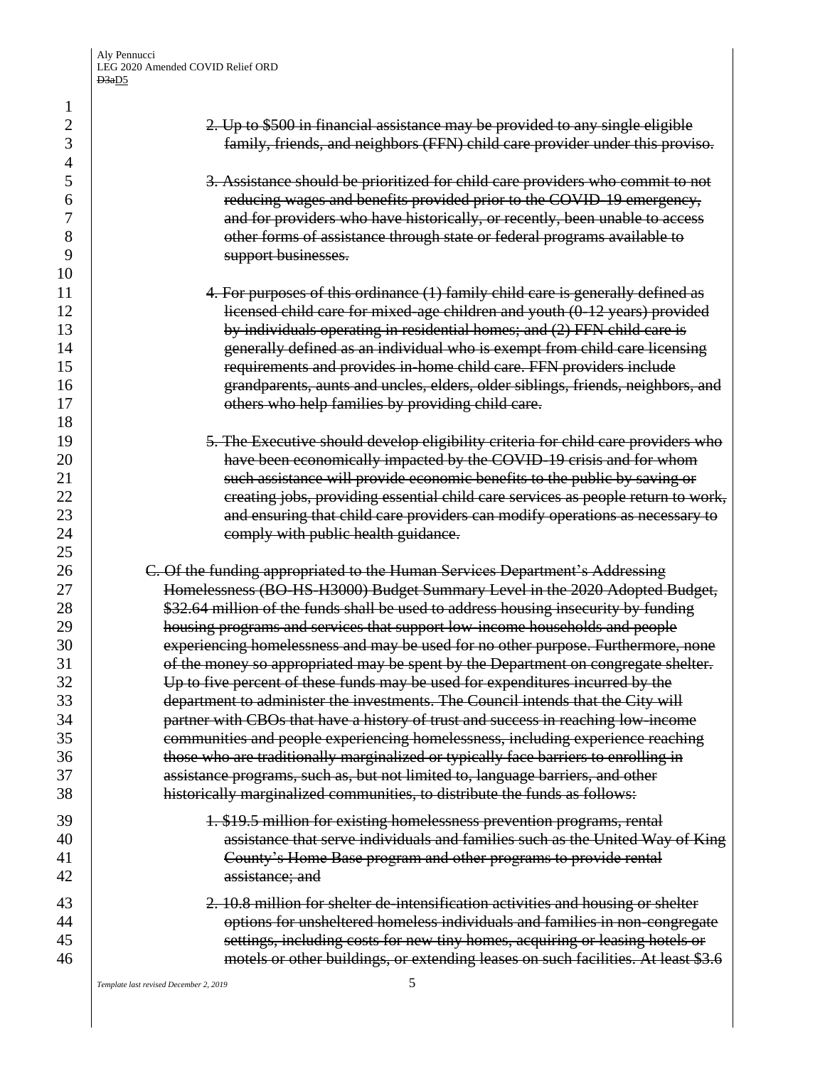~~2. Up to $500 in financial assistance may be provided to any single eligible family, friends, and neighbors (FFN) child care provider under this proviso.~~

~~3. Assistance should be prioritized for child care providers who commit to not reducing wages and benefits provided prior to the COVID-19 emergency, and for providers who have historically, or recently, been unable to access other forms of assistance through state or federal programs available to support businesses.~~

~~4. For purposes of this ordinance (1) family child care is generally defined as licensed child care for mixed-age children and youth (0-12 years) provided by individuals operating in residential homes; and (2) FFN child care is generally defined as an individual who is exempt from child care licensing requirements and provides in-home child care. FFN providers include grandparents, aunts and uncles, elders, older siblings, friends, neighbors, and others who help families by providing child care.~~

~~5. The Executive should develop eligibility criteria for child care providers who have been economically impacted by the COVID-19 crisis and for whom such assistance will provide economic benefits to the public by saving or creating jobs, providing essential child care services as people return to work, and ensuring that child care providers can modify operations as necessary to comply with public health guidance.~~

~~C. Of the funding appropriated to the Human Services Department's Addressing Homelessness (BO-HS-H3000) Budget Summary Level in the 2020 Adopted Budget, $32.64 million of the funds shall be used to address housing insecurity by funding housing programs and services that support low-income households and people experiencing homelessness and may be used for no other purpose. Furthermore, none of the money so appropriated may be spent by the Department on congregate shelter. Up to five percent of these funds may be used for expenditures incurred by the department to administer the investments. The Council intends that the City will partner with CBOs that have a history of trust and success in reaching low-income communities and people experiencing homelessness, including experience reaching those who are traditionally marginalized or typically face barriers to enrolling in assistance programs, such as, but not limited to, language barriers, and other historically marginalized communities, to distribute the funds as follows:~~

~~1. $19.5 million for existing homelessness prevention programs, rental assistance that serve individuals and families such as the United Way of King County's Home Base program and other programs to provide rental assistance; and~~

~~2. 10.8 million for shelter de-intensification activities and housing or shelter options for unsheltered homeless individuals and families in non-congregate settings, including costs for new tiny homes, acquiring or leasing hotels or motels or other buildings, or extending leases on such facilities. At least $3.6~~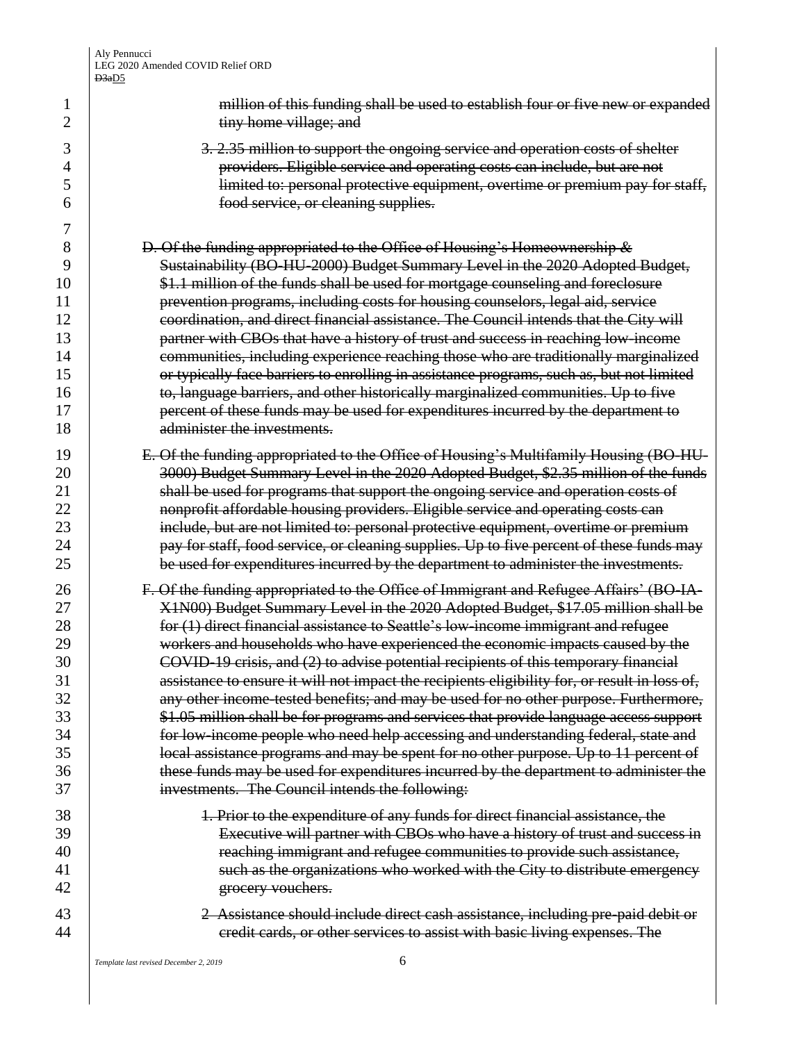~~million of this funding shall be used to establish four or five new or expanded tiny home village; and~~

~~3. 2.35 million to support the ongoing service and operation costs of shelter providers. Eligible service and operating costs can include, but are not limited to: personal protective equipment, overtime or premium pay for staff, food service, or cleaning supplies.~~

~~D. Of the funding appropriated to the Office of Housing's Homeownership & Sustainability (BO-HU-2000) Budget Summary Level in the 2020 Adopted Budget, $1.1 million of the funds shall be used for mortgage counseling and foreclosure prevention programs, including costs for housing counselors, legal aid, service coordination, and direct financial assistance. The Council intends that the City will partner with CBOs that have a history of trust and success in reaching low-income communities, including experience reaching those who are traditionally marginalized or typically face barriers to enrolling in assistance programs, such as, but not limited to, language barriers, and other historically marginalized communities. Up to five percent of these funds may be used for expenditures incurred by the department to administer the investments.~~

~~E. Of the funding appropriated to the Office of Housing's Multifamily Housing (BO-HU-3000) Budget Summary Level in the 2020 Adopted Budget, $2.35 million of the funds shall be used for programs that support the ongoing service and operation costs of nonprofit affordable housing providers. Eligible service and operating costs can include, but are not limited to: personal protective equipment, overtime or premium pay for staff, food service, or cleaning supplies. Up to five percent of these funds may be used for expenditures incurred by the department to administer the investments.~~

~~F. Of the funding appropriated to the Office of Immigrant and Refugee Affairs' (BO-IA-X1N00) Budget Summary Level in the 2020 Adopted Budget, $17.05 million shall be for (1) direct financial assistance to Seattle's low-income immigrant and refugee workers and households who have experienced the economic impacts caused by the COVID-19 crisis, and (2) to advise potential recipients of this temporary financial assistance to ensure it will not impact the recipients eligibility for, or result in loss of, any other income-tested benefits; and may be used for no other purpose. Furthermore, $1.05 million shall be for programs and services that provide language access support for low-income people who need help accessing and understanding federal, state and local assistance programs and may be spent for no other purpose. Up to 11 percent of these funds may be used for expenditures incurred by the department to administer the investments. The Council intends the following:~~

~~1. Prior to the expenditure of any funds for direct financial assistance, the Executive will partner with CBOs who have a history of trust and success in reaching immigrant and refugee communities to provide such assistance, such as the organizations who worked with the City to distribute emergency grocery vouchers.~~

~~2 Assistance should include direct cash assistance, including pre-paid debit or credit cards, or other services to assist with basic living expenses. The~~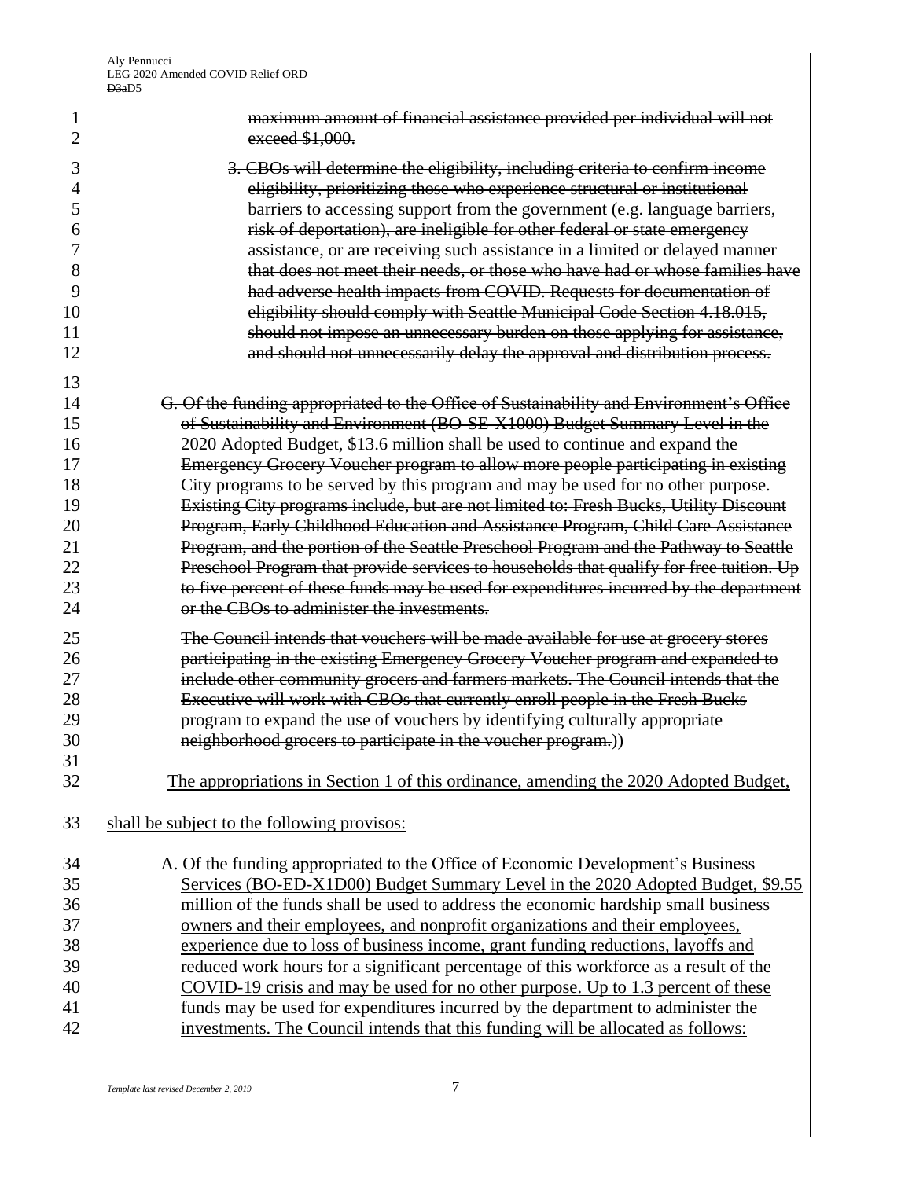~~maximum amount of financial assistance provided per individual will not exceed $1,000.~~

~~3. CBOs will determine the eligibility, including criteria to confirm income eligibility, prioritizing those who experience structural or institutional barriers to accessing support from the government (e.g. language barriers, risk of deportation), are ineligible for other federal or state emergency assistance, or are receiving such assistance in a limited or delayed manner that does not meet their needs, or those who have had or whose families have had adverse health impacts from COVID. Requests for documentation of eligibility should comply with Seattle Municipal Code Section 4.18.015, should not impose an unnecessary burden on those applying for assistance, and should not unnecessarily delay the approval and distribution process.~~

~~G. Of the funding appropriated to the Office of Sustainability and Environment's Office of Sustainability and Environment (BO-SE-X1000) Budget Summary Level in the 2020 Adopted Budget, $13.6 million shall be used to continue and expand the Emergency Grocery Voucher program to allow more people participating in existing City programs to be served by this program and may be used for no other purpose. Existing City programs include, but are not limited to: Fresh Bucks, Utility Discount Program, Early Childhood Education and Assistance Program, Child Care Assistance Program, and the portion of the Seattle Preschool Program and the Pathway to Seattle Preschool Program that provide services to households that qualify for free tuition. Up to five percent of these funds may be used for expenditures incurred by the department or the CBOs to administer the investments.~~

~~The Council intends that vouchers will be made available for use at grocery stores participating in the existing Emergency Grocery Voucher program and expanded to include other community grocers and farmers markets. The Council intends that the Executive will work with CBOs that currently enroll people in the Fresh Bucks program to expand the use of vouchers by identifying culturally appropriate neighborhood grocers to participate in the voucher program.~~))

<u>The appropriations in Section 1 of this ordinance, amending the 2020 Adopted Budget, shall be subject to the following provisos:</u>

<u>A. Of the funding appropriated to the Office of Economic Development's Business Services (BO-ED-X1D00) Budget Summary Level in the 2020 Adopted Budget, $9.55 million of the funds shall be used to address the economic hardship small business owners and their employees, and nonprofit organizations and their employees, experience due to loss of business income, grant funding reductions, layoffs and reduced work hours for a significant percentage of this workforce as a result of the COVID-19 crisis and may be used for no other purpose. Up to 1.3 percent of these funds may be used for expenditures incurred by the department to administer the investments. The Council intends that this funding will be allocated as follows:</u>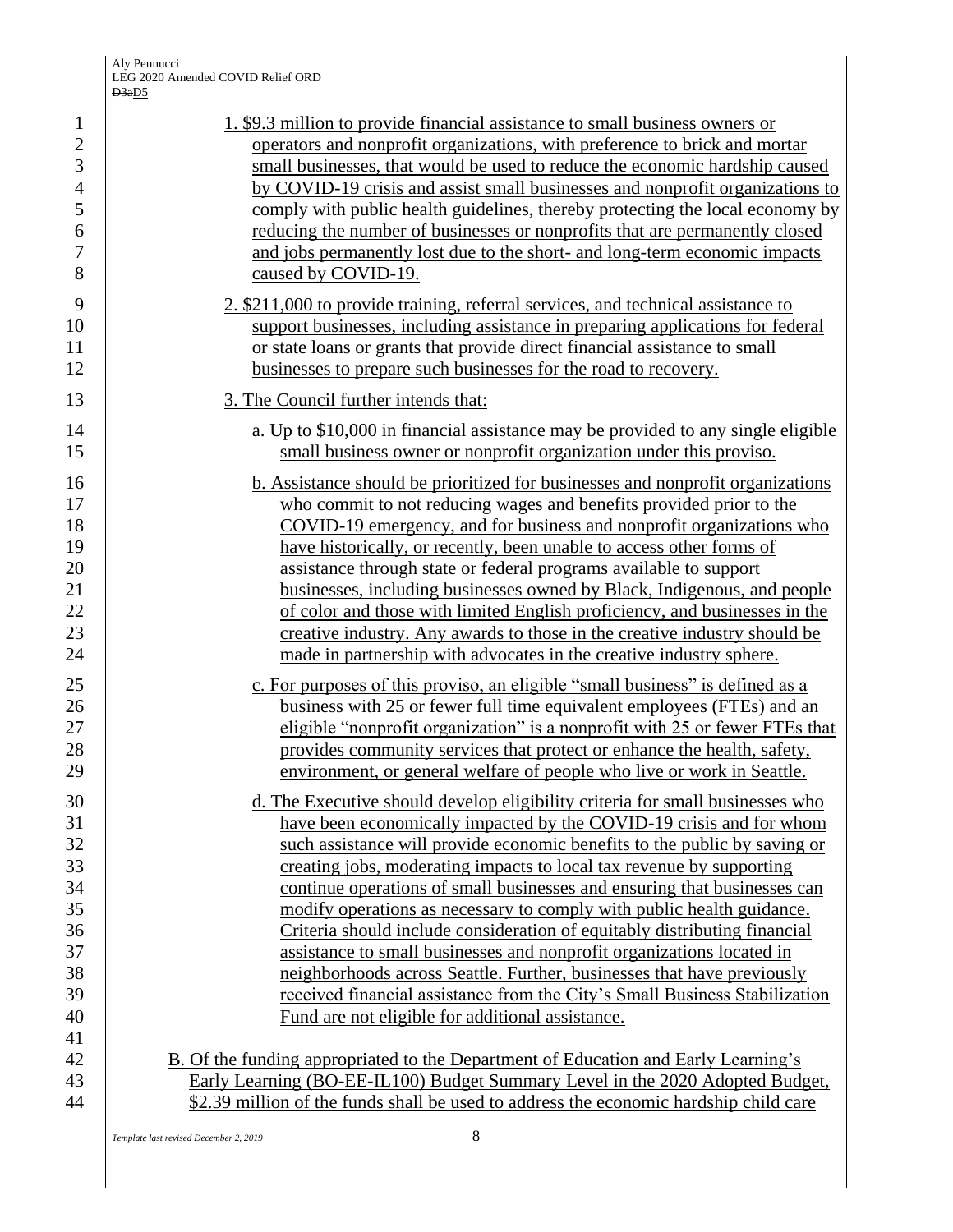1. $9.3 million to provide financial assistance to small business owners or operators and nonprofit organizations, with preference to brick and mortar small businesses, that would be used to reduce the economic hardship caused by COVID-19 crisis and assist small businesses and nonprofit organizations to comply with public health guidelines, thereby protecting the local economy by reducing the number of businesses or nonprofits that are permanently closed and jobs permanently lost due to the short- and long-term economic impacts caused by COVID-19.

2. $211,000 to provide training, referral services, and technical assistance to support businesses, including assistance in preparing applications for federal or state loans or grants that provide direct financial assistance to small businesses to prepare such businesses for the road to recovery.

3. The Council further intends that:

   a. Up to $10,000 in financial assistance may be provided to any single eligible small business owner or nonprofit organization under this proviso.

   b. Assistance should be prioritized for businesses and nonprofit organizations who commit to not reducing wages and benefits provided prior to the COVID-19 emergency, and for business and nonprofit organizations who have historically, or recently, been unable to access other forms of assistance through state or federal programs available to support businesses, including businesses owned by Black, Indigenous, and people of color and those with limited English proficiency, and businesses in the creative industry. Any awards to those in the creative industry should be made in partnership with advocates in the creative industry sphere.

   c. For purposes of this proviso, an eligible "small business" is defined as a business with 25 or fewer full time equivalent employees (FTEs) and an eligible "nonprofit organization" is a nonprofit with 25 or fewer FTEs that provides community services that protect or enhance the health, safety, environment, or general welfare of people who live or work in Seattle.

   d. The Executive should develop eligibility criteria for small businesses who have been economically impacted by the COVID-19 crisis and for whom such assistance will provide economic benefits to the public by saving or creating jobs, moderating impacts to local tax revenue by supporting continue operations of small businesses and ensuring that businesses can modify operations as necessary to comply with public health guidance. Criteria should include consideration of equitably distributing financial assistance to small businesses and nonprofit organizations located in neighborhoods across Seattle. Further, businesses that have previously received financial assistance from the City's Small Business Stabilization Fund are not eligible for additional assistance.

B. Of the funding appropriated to the Department of Education and Early Learning's Early Learning (BO-EE-IL100) Budget Summary Level in the 2020 Adopted Budget, $2.39 million of the funds shall be used to address the economic hardship child care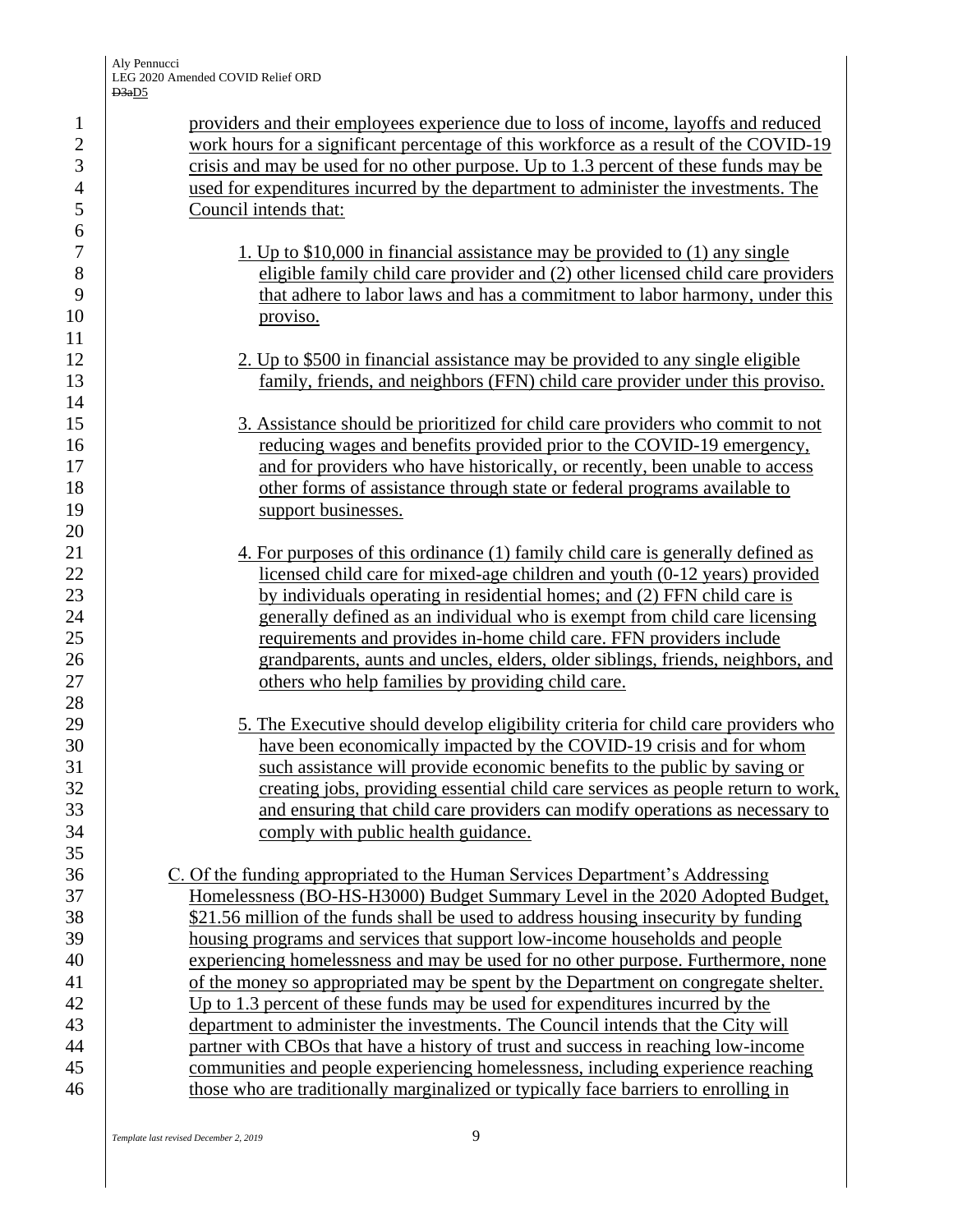providers and their employees experience due to loss of income, layoffs and reduced work hours for a significant percentage of this workforce as a result of the COVID-19 crisis and may be used for no other purpose. Up to 1.3 percent of these funds may be used for expenditures incurred by the department to administer the investments. The Council intends that:

1. Up to $10,000 in financial assistance may be provided to (1) any single eligible family child care provider and (2) other licensed child care providers that adhere to labor laws and has a commitment to labor harmony, under this proviso.

2. Up to $500 in financial assistance may be provided to any single eligible family, friends, and neighbors (FFN) child care provider under this proviso.

3. Assistance should be prioritized for child care providers who commit to not reducing wages and benefits provided prior to the COVID-19 emergency, and for providers who have historically, or recently, been unable to access other forms of assistance through state or federal programs available to support businesses.

4. For purposes of this ordinance (1) family child care is generally defined as licensed child care for mixed-age children and youth (0-12 years) provided by individuals operating in residential homes; and (2) FFN child care is generally defined as an individual who is exempt from child care licensing requirements and provides in-home child care. FFN providers include grandparents, aunts and uncles, elders, older siblings, friends, neighbors, and others who help families by providing child care.

5. The Executive should develop eligibility criteria for child care providers who have been economically impacted by the COVID-19 crisis and for whom such assistance will provide economic benefits to the public by saving or creating jobs, providing essential child care services as people return to work, and ensuring that child care providers can modify operations as necessary to comply with public health guidance.

C. Of the funding appropriated to the Human Services Department's Addressing Homelessness (BO-HS-H3000) Budget Summary Level in the 2020 Adopted Budget, $21.56 million of the funds shall be used to address housing insecurity by funding housing programs and services that support low-income households and people experiencing homelessness and may be used for no other purpose. Furthermore, none of the money so appropriated may be spent by the Department on congregate shelter. Up to 1.3 percent of these funds may be used for expenditures incurred by the department to administer the investments. The Council intends that the City will partner with CBOs that have a history of trust and success in reaching low-income communities and people experiencing homelessness, including experience reaching those who are traditionally marginalized or typically face barriers to enrolling in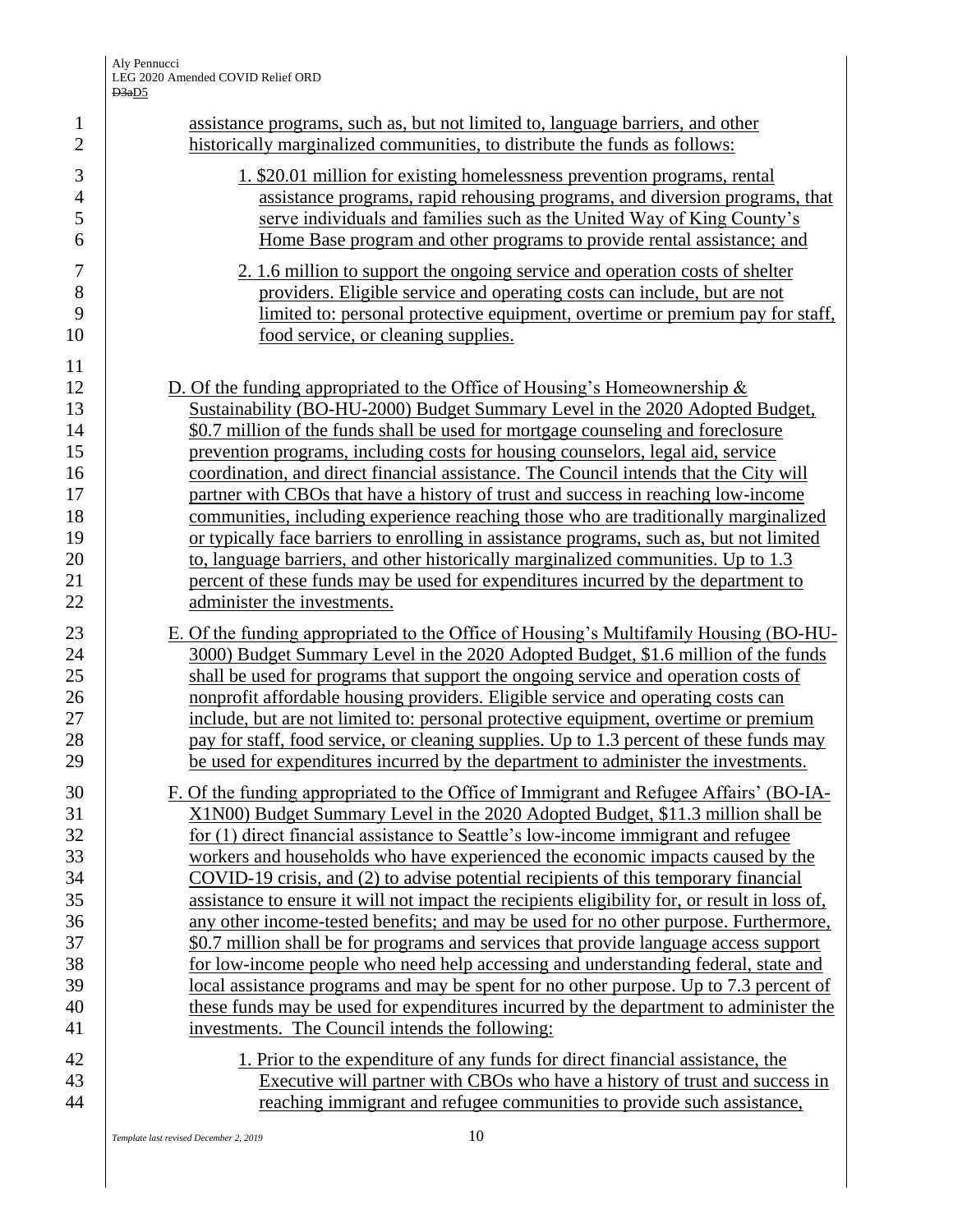assistance programs, such as, but not limited to, language barriers, and other historically marginalized communities, to distribute the funds as follows:

1. $20.01 million for existing homelessness prevention programs, rental assistance programs, rapid rehousing programs, and diversion programs, that serve individuals and families such as the United Way of King County's Home Base program and other programs to provide rental assistance; and

2. 1.6 million to support the ongoing service and operation costs of shelter providers. Eligible service and operating costs can include, but are not limited to: personal protective equipment, overtime or premium pay for staff, food service, or cleaning supplies.

D. Of the funding appropriated to the Office of Housing's Homeownership & Sustainability (BO-HU-2000) Budget Summary Level in the 2020 Adopted Budget, $0.7 million of the funds shall be used for mortgage counseling and foreclosure prevention programs, including costs for housing counselors, legal aid, service coordination, and direct financial assistance. The Council intends that the City will partner with CBOs that have a history of trust and success in reaching low-income communities, including experience reaching those who are traditionally marginalized or typically face barriers to enrolling in assistance programs, such as, but not limited to, language barriers, and other historically marginalized communities. Up to 1.3 percent of these funds may be used for expenditures incurred by the department to administer the investments.

E. Of the funding appropriated to the Office of Housing's Multifamily Housing (BO-HU-3000) Budget Summary Level in the 2020 Adopted Budget, $1.6 million of the funds shall be used for programs that support the ongoing service and operation costs of nonprofit affordable housing providers. Eligible service and operating costs can include, but are not limited to: personal protective equipment, overtime or premium pay for staff, food service, or cleaning supplies. Up to 1.3 percent of these funds may be used for expenditures incurred by the department to administer the investments.

F. Of the funding appropriated to the Office of Immigrant and Refugee Affairs' (BO-IA-X1N00) Budget Summary Level in the 2020 Adopted Budget, $11.3 million shall be for (1) direct financial assistance to Seattle's low-income immigrant and refugee workers and households who have experienced the economic impacts caused by the COVID-19 crisis, and (2) to advise potential recipients of this temporary financial assistance to ensure it will not impact the recipients eligibility for, or result in loss of, any other income-tested benefits; and may be used for no other purpose. Furthermore, $0.7 million shall be for programs and services that provide language access support for low-income people who need help accessing and understanding federal, state and local assistance programs and may be spent for no other purpose. Up to 7.3 percent of these funds may be used for expenditures incurred by the department to administer the investments. The Council intends the following:

1. Prior to the expenditure of any funds for direct financial assistance, the Executive will partner with CBOs who have a history of trust and success in reaching immigrant and refugee communities to provide such assistance,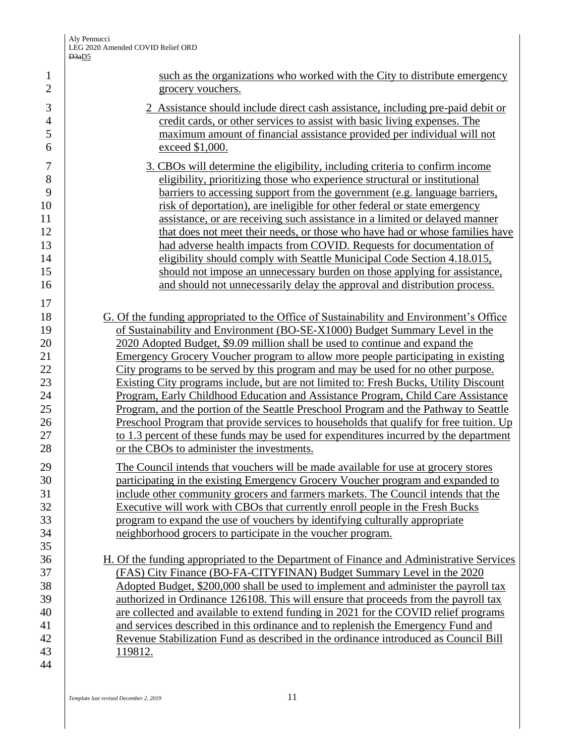such as the organizations who worked with the City to distribute emergency grocery vouchers.

2 Assistance should include direct cash assistance, including pre-paid debit or credit cards, or other services to assist with basic living expenses. The maximum amount of financial assistance provided per individual will not exceed $1,000.

3. CBOs will determine the eligibility, including criteria to confirm income eligibility, prioritizing those who experience structural or institutional barriers to accessing support from the government (e.g. language barriers, risk of deportation), are ineligible for other federal or state emergency assistance, or are receiving such assistance in a limited or delayed manner that does not meet their needs, or those who have had or whose families have had adverse health impacts from COVID. Requests for documentation of eligibility should comply with Seattle Municipal Code Section 4.18.015, should not impose an unnecessary burden on those applying for assistance, and should not unnecessarily delay the approval and distribution process.

G. Of the funding appropriated to the Office of Sustainability and Environment's Office of Sustainability and Environment (BO-SE-X1000) Budget Summary Level in the 2020 Adopted Budget, $9.09 million shall be used to continue and expand the Emergency Grocery Voucher program to allow more people participating in existing City programs to be served by this program and may be used for no other purpose. Existing City programs include, but are not limited to: Fresh Bucks, Utility Discount Program, Early Childhood Education and Assistance Program, Child Care Assistance Program, and the portion of the Seattle Preschool Program and the Pathway to Seattle Preschool Program that provide services to households that qualify for free tuition. Up to 1.3 percent of these funds may be used for expenditures incurred by the department or the CBOs to administer the investments.

The Council intends that vouchers will be made available for use at grocery stores participating in the existing Emergency Grocery Voucher program and expanded to include other community grocers and farmers markets. The Council intends that the Executive will work with CBOs that currently enroll people in the Fresh Bucks program to expand the use of vouchers by identifying culturally appropriate neighborhood grocers to participate in the voucher program.

H. Of the funding appropriated to the Department of Finance and Administrative Services (FAS) City Finance (BO-FA-CITYFINAN) Budget Summary Level in the 2020 Adopted Budget, $200,000 shall be used to implement and administer the payroll tax authorized in Ordinance 126108. This will ensure that proceeds from the payroll tax are collected and available to extend funding in 2021 for the COVID relief programs and services described in this ordinance and to replenish the Emergency Fund and Revenue Stabilization Fund as described in the ordinance introduced as Council Bill 119812.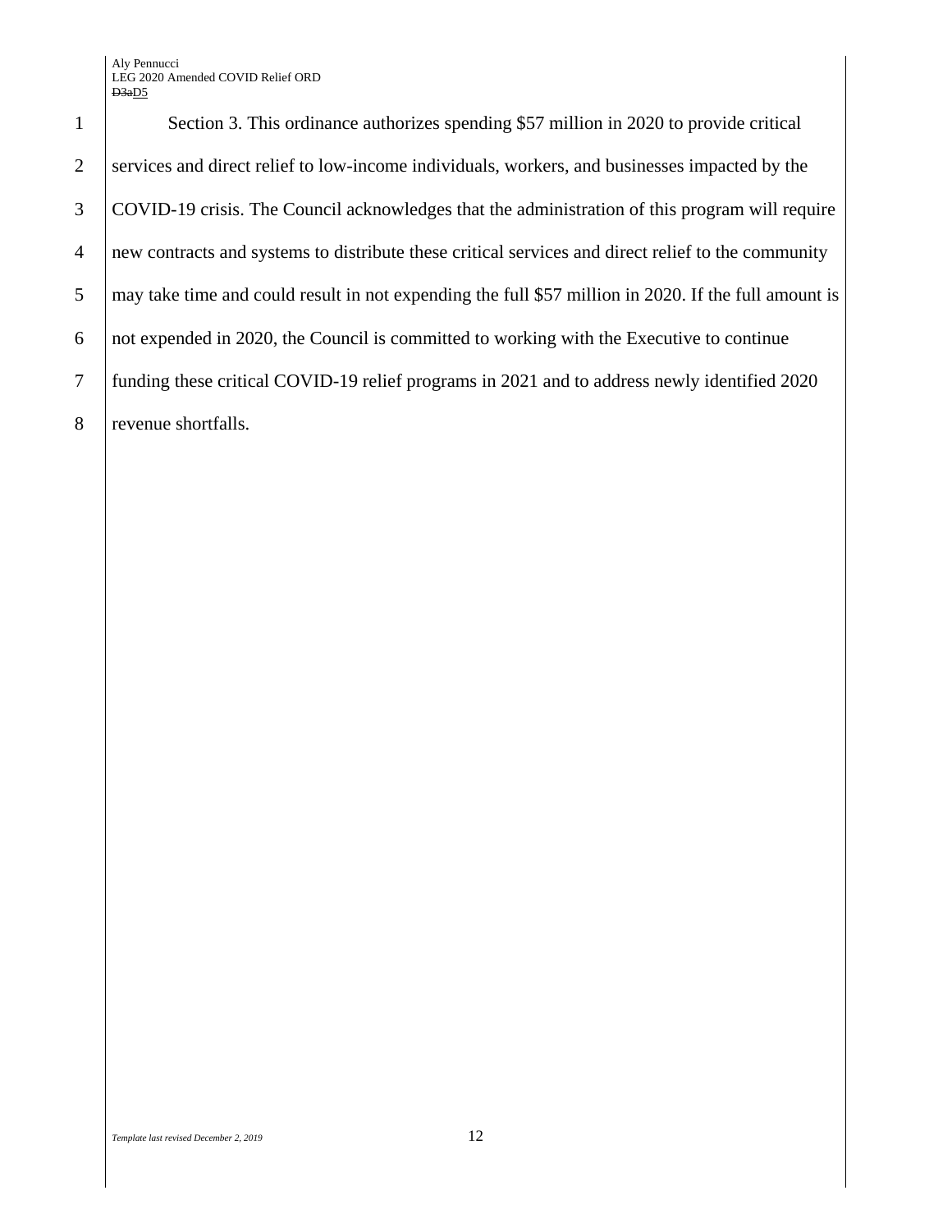Section 3. This ordinance authorizes spending $57 million in 2020 to provide critical services and direct relief to low-income individuals, workers, and businesses impacted by the COVID-19 crisis. The Council acknowledges that the administration of this program will require new contracts and systems to distribute these critical services and direct relief to the community may take time and could result in not expending the full $57 million in 2020. If the full amount is not expended in 2020, the Council is committed to working with the Executive to continue funding these critical COVID-19 relief programs in 2021 and to address newly identified 2020 revenue shortfalls.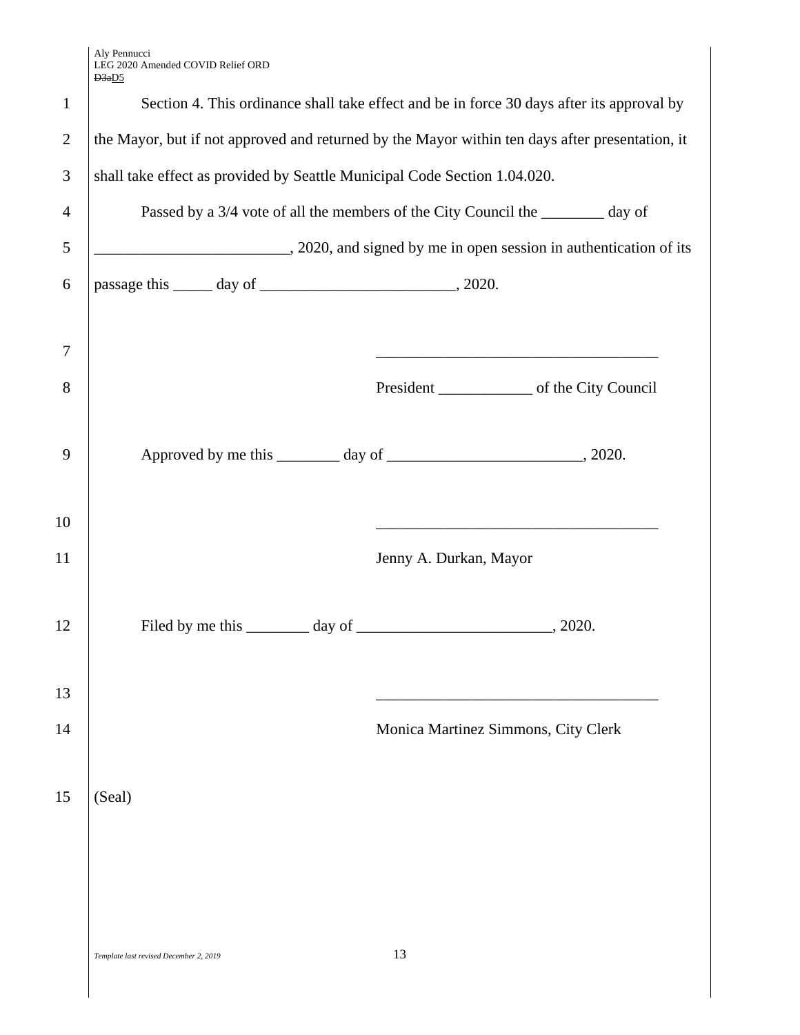Section 4. This ordinance shall take effect and be in force 30 days after its approval by the Mayor, but if not approved and returned by the Mayor within ten days after presentation, it shall take effect as provided by Seattle Municipal Code Section 1.04.020.

Passed by a 3/4 vote of all the members of the City Council the ________ day of _________________________, 2020, and signed by me in open session in authentication of its passage this _____ day of _________________________, 2020.

____________________________________

President ____________ of the City Council

Approved by me this ________ day of _________________________, 2020.

____________________________________

Jenny A. Durkan, Mayor

Filed by me this ________ day of _________________________, 2020.

____________________________________

Monica Martinez Simmons, City Clerk

(Seal)